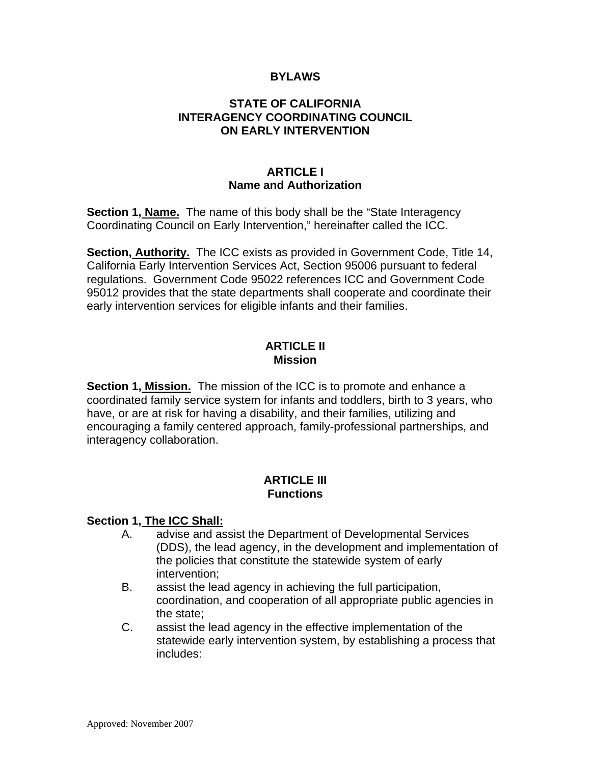# BYLAWS

## STATE OF CALIFORNIA INTERAGENCY COORDINATING COUNCIL ON EARLY INTERVENTION

## ARTICLE I
### Name and Authorization

**Section 1, Name.** The name of this body shall be the "State Interagency Coordinating Council on Early Intervention," hereinafter called the ICC.

**Section, Authority.** The ICC exists as provided in Government Code, Title 14, California Early Intervention Services Act, Section 95006 pursuant to federal regulations. Government Code 95022 references ICC and Government Code 95012 provides that the state departments shall cooperate and coordinate their early intervention services for eligible infants and their families.

## ARTICLE II
### Mission

**Section 1, Mission.** The mission of the ICC is to promote and enhance a coordinated family service system for infants and toddlers, birth to 3 years, who have, or are at risk for having a disability, and their families, utilizing and encouraging a family centered approach, family-professional partnerships, and interagency collaboration.

## ARTICLE III
### Functions

**Section 1, The ICC Shall:**

A. advise and assist the Department of Developmental Services (DDS), the lead agency, in the development and implementation of the policies that constitute the statewide system of early intervention;

B. assist the lead agency in achieving the full participation, coordination, and cooperation of all appropriate public agencies in the state;

C. assist the lead agency in the effective implementation of the statewide early intervention system, by establishing a process that includes:

Approved: November 2007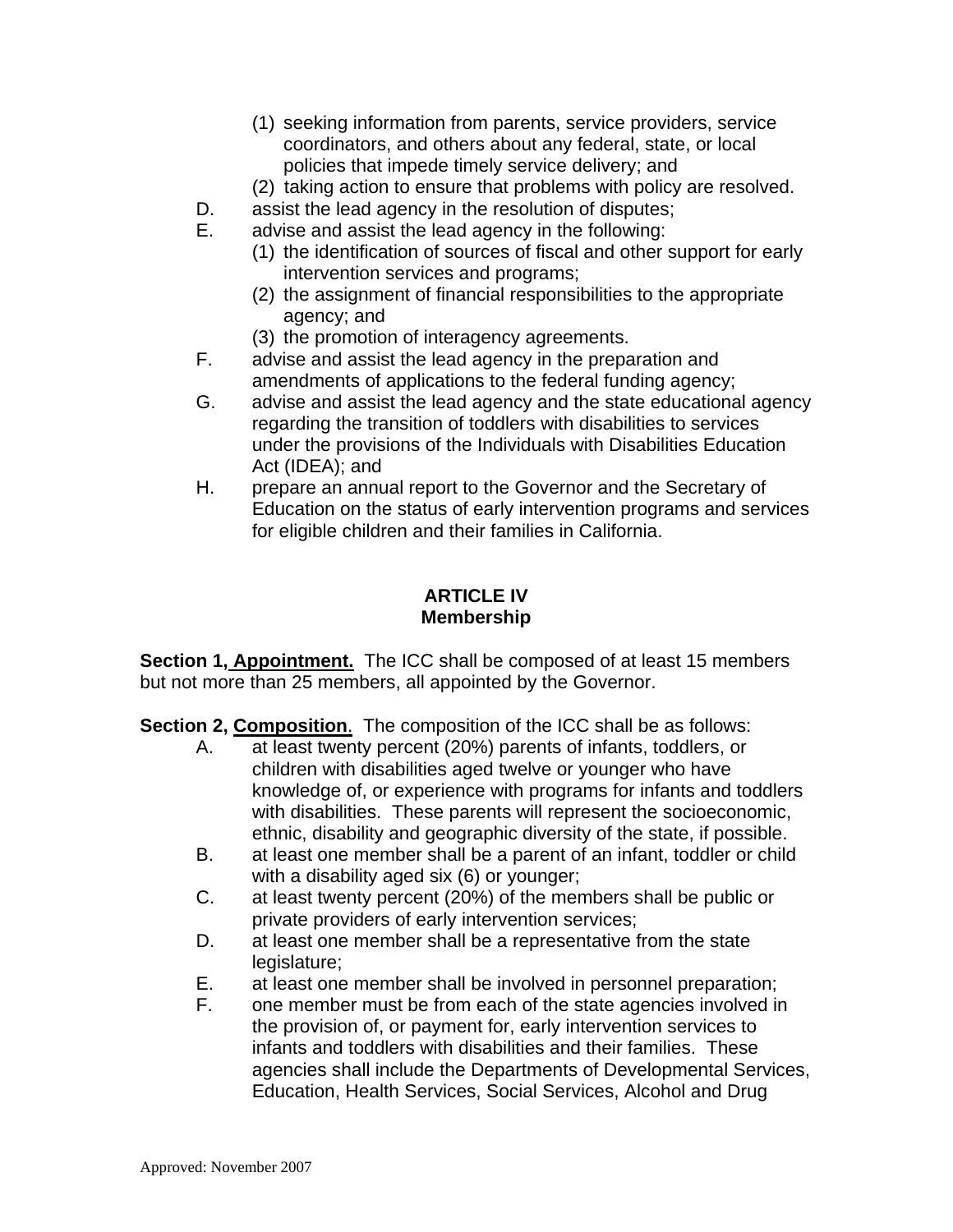(1) seeking information from parents, service providers, service coordinators, and others about any federal, state, or local policies that impede timely service delivery; and
   (2) taking action to ensure that problems with policy are resolved.

D. assist the lead agency in the resolution of disputes;

E. advise and assist the lead agency in the following:
   (1) the identification of sources of fiscal and other support for early intervention services and programs;
   (2) the assignment of financial responsibilities to the appropriate agency; and
   (3) the promotion of interagency agreements.

F. advise and assist the lead agency in the preparation and amendments of applications to the federal funding agency;

G. advise and assist the lead agency and the state educational agency regarding the transition of toddlers with disabilities to services under the provisions of the Individuals with Disabilities Education Act (IDEA); and

H. prepare an annual report to the Governor and the Secretary of Education on the status of early intervention programs and services for eligible children and their families in California.

## ARTICLE IV
## Membership

**Section 1, Appointment.** The ICC shall be composed of at least 15 members but not more than 25 members, all appointed by the Governor.

**Section 2, Composition.** The composition of the ICC shall be as follows:

A. at least twenty percent (20%) parents of infants, toddlers, or children with disabilities aged twelve or younger who have knowledge of, or experience with programs for infants and toddlers with disabilities. These parents will represent the socioeconomic, ethnic, disability and geographic diversity of the state, if possible.

B. at least one member shall be a parent of an infant, toddler or child with a disability aged six (6) or younger;

C. at least twenty percent (20%) of the members shall be public or private providers of early intervention services;

D. at least one member shall be a representative from the state legislature;

E. at least one member shall be involved in personnel preparation;

F. one member must be from each of the state agencies involved in the provision of, or payment for, early intervention services to infants and toddlers with disabilities and their families. These agencies shall include the Departments of Developmental Services, Education, Health Services, Social Services, Alcohol and Drug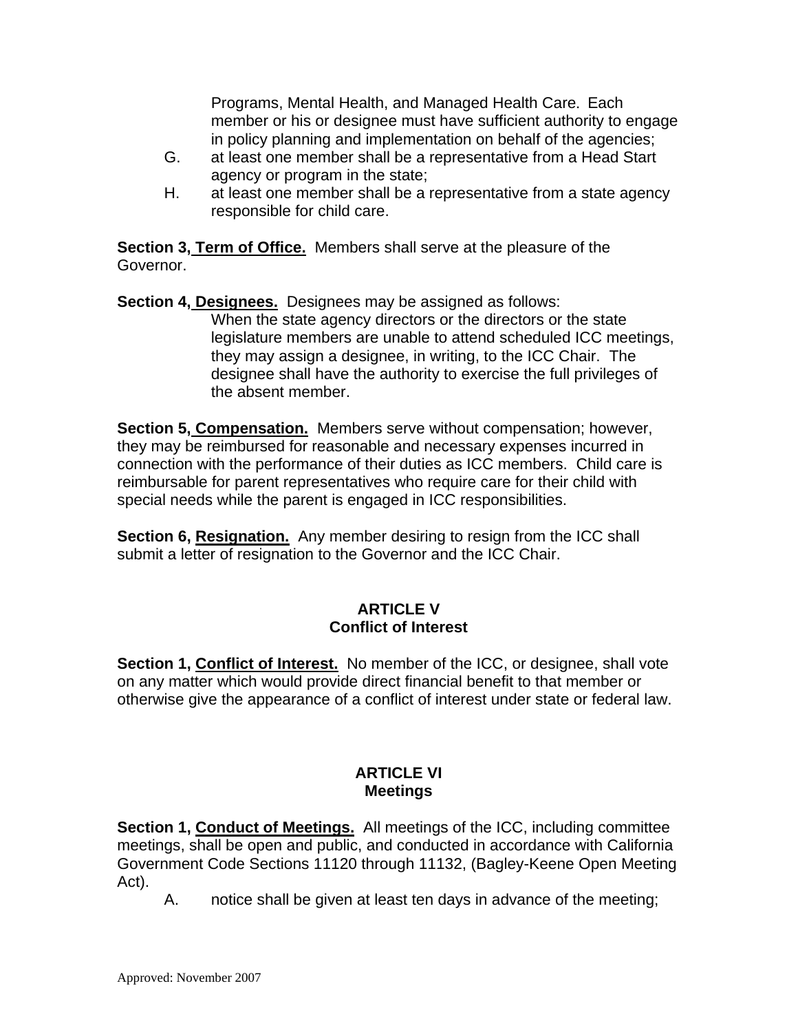Programs, Mental Health, and Managed Health Care. Each member or his or designee must have sufficient authority to engage in policy planning and implementation on behalf of the agencies;

G. at least one member shall be a representative from a Head Start agency or program in the state;

H. at least one member shall be a representative from a state agency responsible for child care.

**Section 3, <u>Term of Office.</u>** Members shall serve at the pleasure of the Governor.

**Section 4, <u>Designees.</u>** Designees may be assigned as follows:

When the state agency directors or the directors or the state legislature members are unable to attend scheduled ICC meetings, they may assign a designee, in writing, to the ICC Chair. The designee shall have the authority to exercise the full privileges of the absent member.

**Section 5, <u>Compensation.</u>** Members serve without compensation; however, they may be reimbursed for reasonable and necessary expenses incurred in connection with the performance of their duties as ICC members. Child care is reimbursable for parent representatives who require care for their child with special needs while the parent is engaged in ICC responsibilities.

**Section 6, <u>Resignation.</u>** Any member desiring to resign from the ICC shall submit a letter of resignation to the Governor and the ICC Chair.

## ARTICLE V
## Conflict of Interest

**Section 1, <u>Conflict of Interest.</u>** No member of the ICC, or designee, shall vote on any matter which would provide direct financial benefit to that member or otherwise give the appearance of a conflict of interest under state or federal law.

## ARTICLE VI
## Meetings

**Section 1, <u>Conduct of Meetings.</u>** All meetings of the ICC, including committee meetings, shall be open and public, and conducted in accordance with California Government Code Sections 11120 through 11132, (Bagley-Keene Open Meeting Act).

A. notice shall be given at least ten days in advance of the meeting;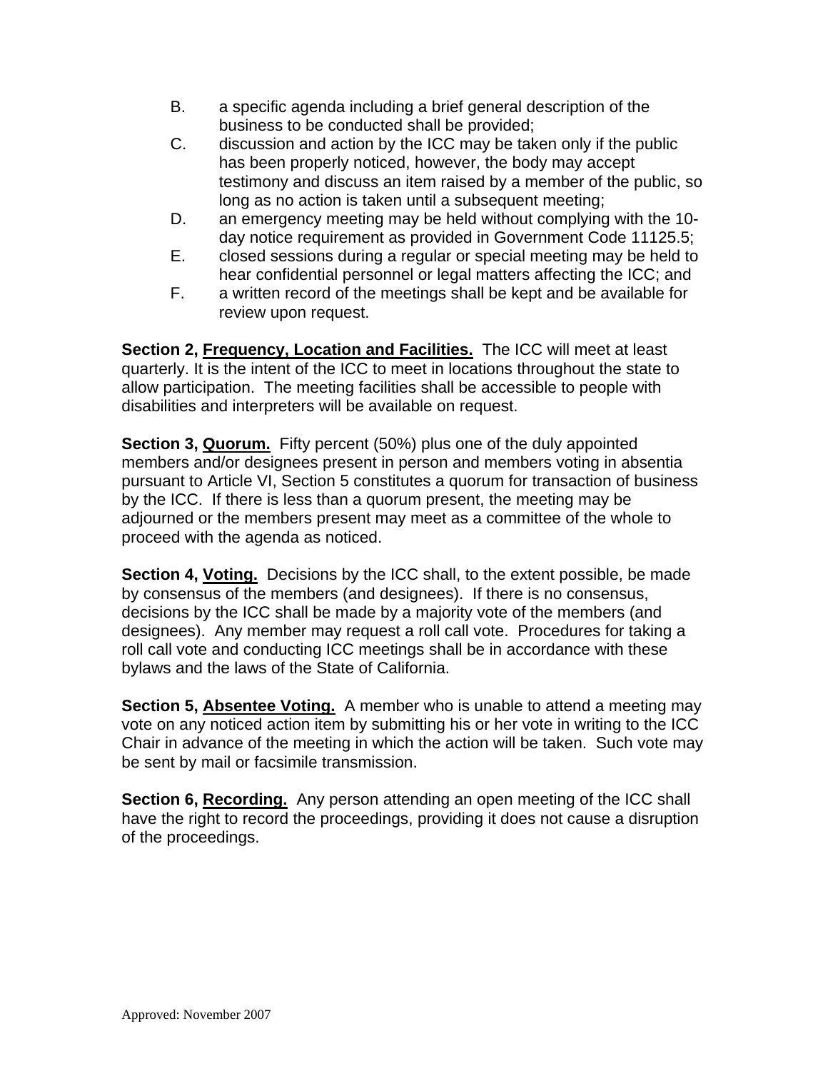B. a specific agenda including a brief general description of the business to be conducted shall be provided;

C. discussion and action by the ICC may be taken only if the public has been properly noticed, however, the body may accept testimony and discuss an item raised by a member of the public, so long as no action is taken until a subsequent meeting;

D. an emergency meeting may be held without complying with the 10-day notice requirement as provided in Government Code 11125.5;

E. closed sessions during a regular or special meeting may be held to hear confidential personnel or legal matters affecting the ICC; and

F. a written record of the meetings shall be kept and be available for review upon request.

**Section 2, <u>Frequency, Location and Facilities.</u>** The ICC will meet at least quarterly. It is the intent of the ICC to meet in locations throughout the state to allow participation. The meeting facilities shall be accessible to people with disabilities and interpreters will be available on request.

**Section 3, <u>Quorum.</u>** Fifty percent (50%) plus one of the duly appointed members and/or designees present in person and members voting in absentia pursuant to Article VI, Section 5 constitutes a quorum for transaction of business by the ICC. If there is less than a quorum present, the meeting may be adjourned or the members present may meet as a committee of the whole to proceed with the agenda as noticed.

**Section 4, <u>Voting.</u>** Decisions by the ICC shall, to the extent possible, be made by consensus of the members (and designees). If there is no consensus, decisions by the ICC shall be made by a majority vote of the members (and designees). Any member may request a roll call vote. Procedures for taking a roll call vote and conducting ICC meetings shall be in accordance with these bylaws and the laws of the State of California.

**Section 5, <u>Absentee Voting.</u>** A member who is unable to attend a meeting may vote on any noticed action item by submitting his or her vote in writing to the ICC Chair in advance of the meeting in which the action will be taken. Such vote may be sent by mail or facsimile transmission.

**Section 6, <u>Recording.</u>** Any person attending an open meeting of the ICC shall have the right to record the proceedings, providing it does not cause a disruption of the proceedings.

Approved: November 2007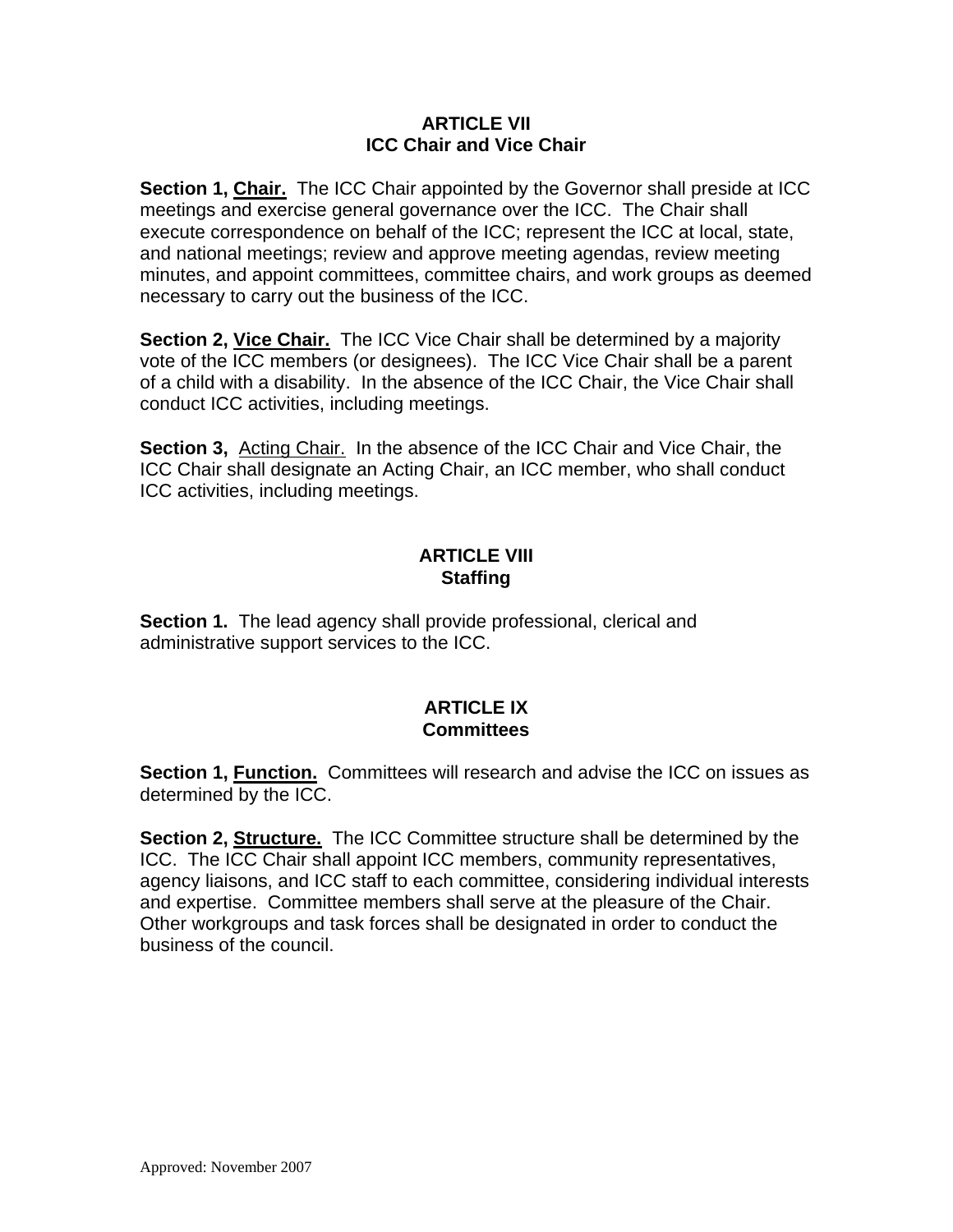## ARTICLE VII
## ICC Chair and Vice Chair

**Section 1, Chair.** The ICC Chair appointed by the Governor shall preside at ICC meetings and exercise general governance over the ICC. The Chair shall execute correspondence on behalf of the ICC; represent the ICC at local, state, and national meetings; review and approve meeting agendas, review meeting minutes, and appoint committees, committee chairs, and work groups as deemed necessary to carry out the business of the ICC.

**Section 2, Vice Chair.** The ICC Vice Chair shall be determined by a majority vote of the ICC members (or designees). The ICC Vice Chair shall be a parent of a child with a disability. In the absence of the ICC Chair, the Vice Chair shall conduct ICC activities, including meetings.

**Section 3,** Acting Chair. In the absence of the ICC Chair and Vice Chair, the ICC Chair shall designate an Acting Chair, an ICC member, who shall conduct ICC activities, including meetings.

## ARTICLE VIII
## Staffing

**Section 1.** The lead agency shall provide professional, clerical and administrative support services to the ICC.

## ARTICLE IX
## Committees

**Section 1, Function.** Committees will research and advise the ICC on issues as determined by the ICC.

**Section 2, Structure.** The ICC Committee structure shall be determined by the ICC. The ICC Chair shall appoint ICC members, community representatives, agency liaisons, and ICC staff to each committee, considering individual interests and expertise. Committee members shall serve at the pleasure of the Chair. Other workgroups and task forces shall be designated in order to conduct the business of the council.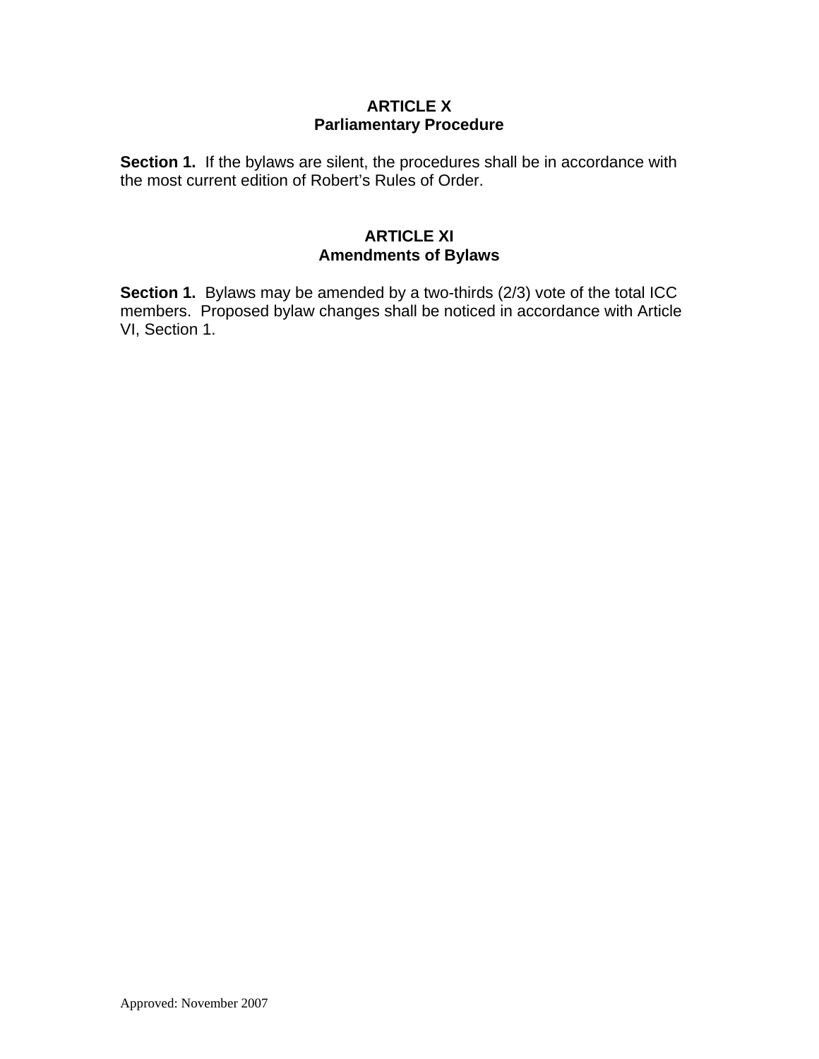## ARTICLE X
## Parliamentary Procedure

**Section 1.** If the bylaws are silent, the procedures shall be in accordance with the most current edition of Robert's Rules of Order.

## ARTICLE XI
## Amendments of Bylaws

**Section 1.** Bylaws may be amended by a two-thirds (2/3) vote of the total ICC members. Proposed bylaw changes shall be noticed in accordance with Article VI, Section 1.

Approved: November 2007